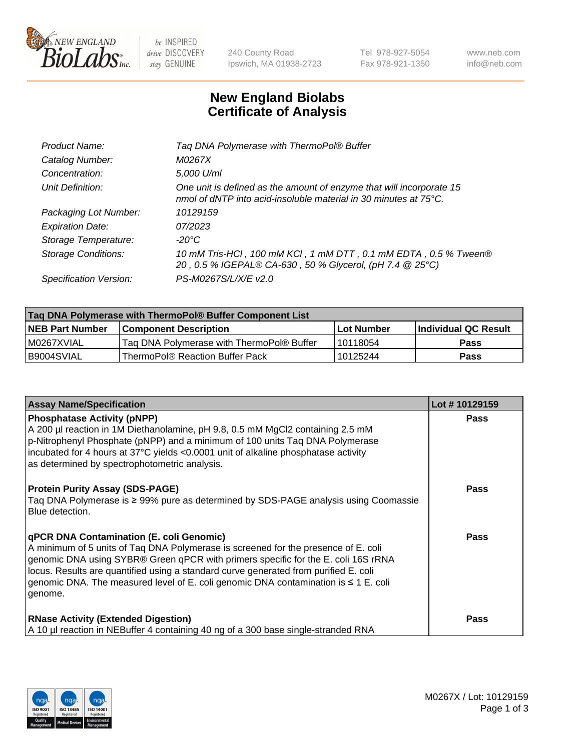# New England Biolabs Certificate of Analysis

| | |
|---|---|
| *Product Name:* | *Taq DNA Polymerase with ThermoPol® Buffer* |
| *Catalog Number:* | *M0267X* |
| *Concentration:* | *5,000 U/ml* |
| *Unit Definition:* | *One unit is defined as the amount of enzyme that will incorporate 15 nmol of dNTP into acid-insoluble material in 30 minutes at 75°C.* |
| *Packaging Lot Number:* | *10129159* |
| *Expiration Date:* | *07/2023* |
| *Storage Temperature:* | *-20°C* |
| *Storage Conditions:* | *10 mM Tris-HCl , 100 mM KCl , 1 mM DTT , 0.1 mM EDTA , 0.5 % Tween® 20 , 0.5 % IGEPAL® CA-630 , 50 % Glycerol, (pH 7.4 @ 25°C)* |
| *Specification Version:* | *PS-M0267S/L/X/E v2.0* |

| Taq DNA Polymerase with ThermoPol® Buffer Component List | | | |
|---|---|---|---|
| **NEB Part Number** | **Component Description** | **Lot Number** | **Individual QC Result** |
| M0267XVIAL | Taq DNA Polymerase with ThermoPol® Buffer | 10118054 | **Pass** |
| B9004SVIAL | ThermoPol® Reaction Buffer Pack | 10125244 | **Pass** |

| Assay Name/Specification | Lot # 10129159 |
|---|---|
| **Phosphatase Activity (pNPP)**<br>A 200 µl reaction in 1M Diethanolamine, pH 9.8, 0.5 mM $MgCl_2$ containing 2.5 mM p-Nitrophenyl Phosphate (pNPP) and a minimum of 100 units Taq DNA Polymerase incubated for 4 hours at 37°C yields <0.0001 unit of alkaline phosphatase activity as determined by spectrophotometric analysis. | **Pass** |
| **Protein Purity Assay (SDS-PAGE)**<br>Taq DNA Polymerase is ≥ 99% pure as determined by SDS-PAGE analysis using Coomassie Blue detection. | **Pass** |
| **qPCR DNA Contamination (E. coli Genomic)**<br>A minimum of 5 units of Taq DNA Polymerase is screened for the presence of E. coli genomic DNA using SYBR® Green qPCR with primers specific for the E. coli 16S rRNA locus. Results are quantified using a standard curve generated from purified E. coli genomic DNA. The measured level of E. coli genomic DNA contamination is ≤ 1 E. coli genome. | **Pass** |
| **RNase Activity (Extended Digestion)**<br>A 10 µl reaction in NEBuffer 4 containing 40 ng of a 300 base single-stranded RNA | **Pass** |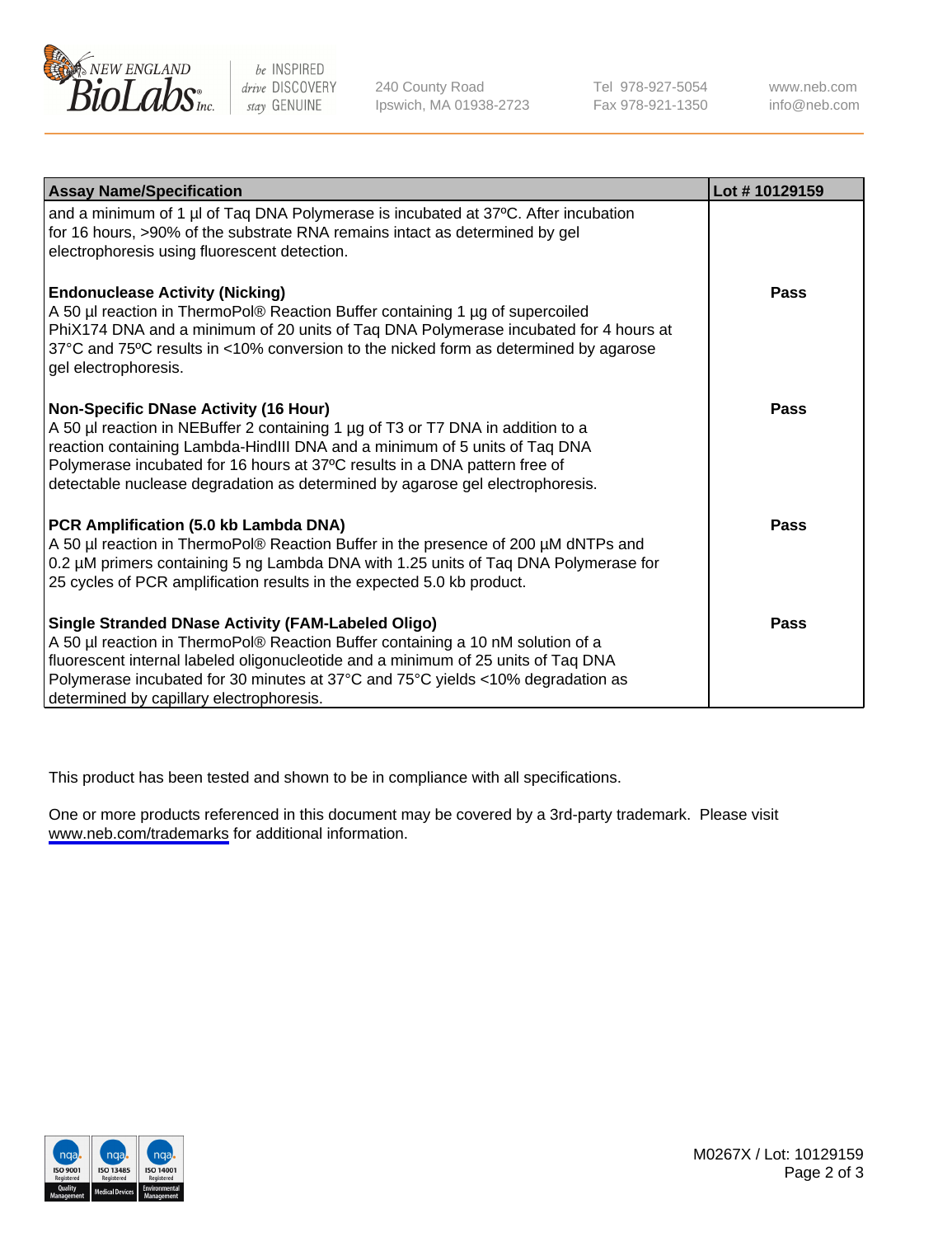| Assay Name/Specification | Lot # 10129159 |
| --- | --- |
| and a minimum of 1 µl of Taq DNA Polymerase is incubated at 37ºC. After incubation for 16 hours, >90% of the substrate RNA remains intact as determined by gel electrophoresis using fluorescent detection. | |
| **Endonuclease Activity (Nicking)**<br>A 50 µl reaction in ThermoPol® Reaction Buffer containing 1 µg of supercoiled PhiX174 DNA and a minimum of 20 units of Taq DNA Polymerase incubated for 4 hours at 37°C and 75ºC results in <10% conversion to the nicked form as determined by agarose gel electrophoresis. | **Pass** |
| **Non-Specific DNase Activity (16 Hour)**<br>A 50 µl reaction in NEBuffer 2 containing 1 µg of T3 or T7 DNA in addition to a reaction containing Lambda-HindIII DNA and a minimum of 5 units of Taq DNA Polymerase incubated for 16 hours at 37ºC results in a DNA pattern free of detectable nuclease degradation as determined by agarose gel electrophoresis. | **Pass** |
| **PCR Amplification (5.0 kb Lambda DNA)**<br>A 50 µl reaction in ThermoPol® Reaction Buffer in the presence of 200 µM dNTPs and 0.2 µM primers containing 5 ng Lambda DNA with 1.25 units of Taq DNA Polymerase for 25 cycles of PCR amplification results in the expected 5.0 kb product. | **Pass** |
| **Single Stranded DNase Activity (FAM-Labeled Oligo)**<br>A 50 µl reaction in ThermoPol® Reaction Buffer containing a 10 nM solution of a fluorescent internal labeled oligonucleotide and a minimum of 25 units of Taq DNA Polymerase incubated for 30 minutes at 37°C and 75°C yields <10% degradation as determined by capillary electrophoresis. | **Pass** |

This product has been tested and shown to be in compliance with all specifications.

One or more products referenced in this document may be covered by a 3rd-party trademark. Please visit www.neb.com/trademarks for additional information.

M0267X / Lot: 10129159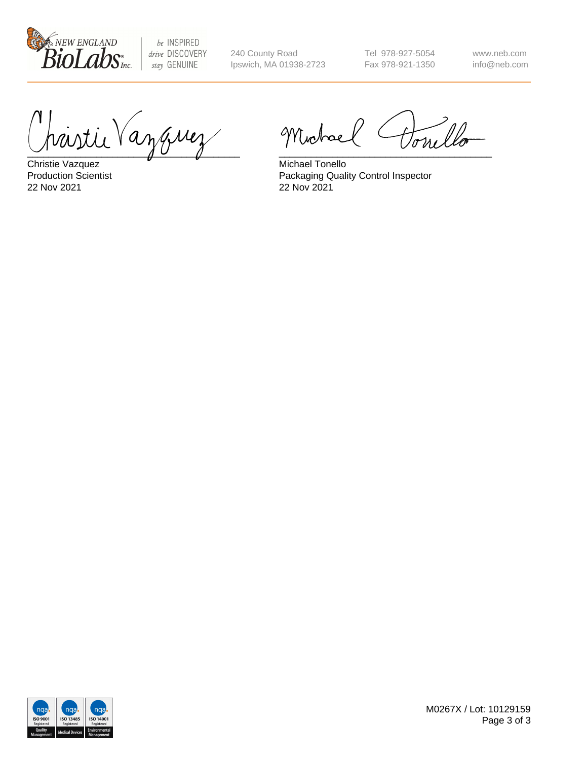240 County Road
Ipswich, MA 01938-2723

Tel 978-927-5054
Fax 978-921-1350

www.neb.com
info@neb.com

Christie Vazquez
Production Scientist
22 Nov 2021

Michael Tonello
Packaging Quality Control Inspector
22 Nov 2021

M0267X / Lot: 10129159